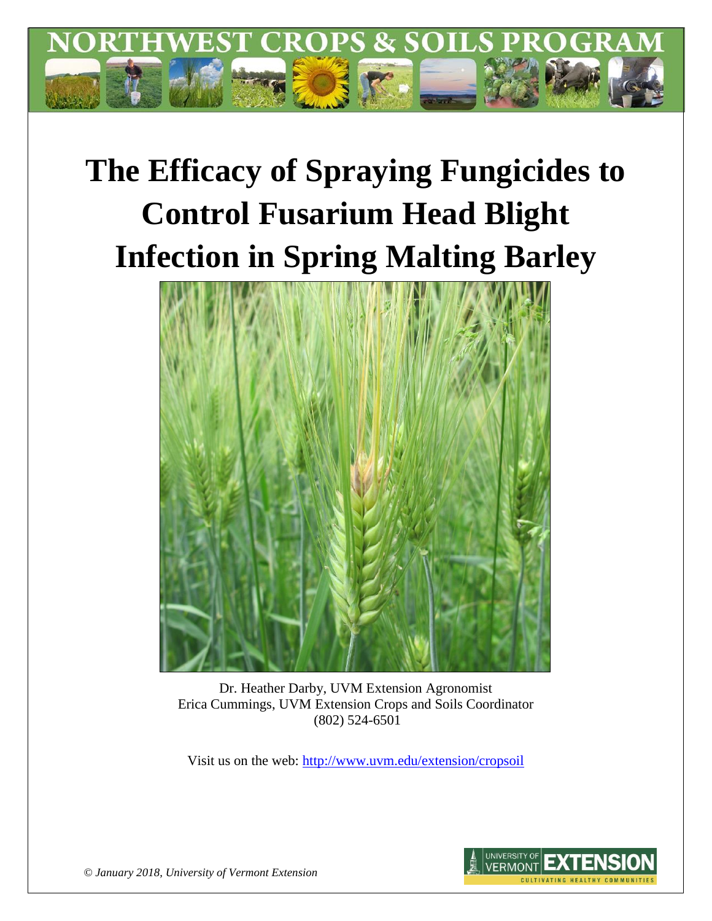NORTHWEST CROPS & SOILS PROGRAM

# The Efficacy of Spraying Fungicides to Control Fusarium Head Blight Infection in Spring Malting Barley

Dr. Heather Darby, UVM Extension Agronomist
Erica Cummings, UVM Extension Crops and Soils Coordinator
(802) 524-6501

Visit us on the web: http://www.uvm.edu/extension/cropsoil

*© January 2018, University of Vermont Extension*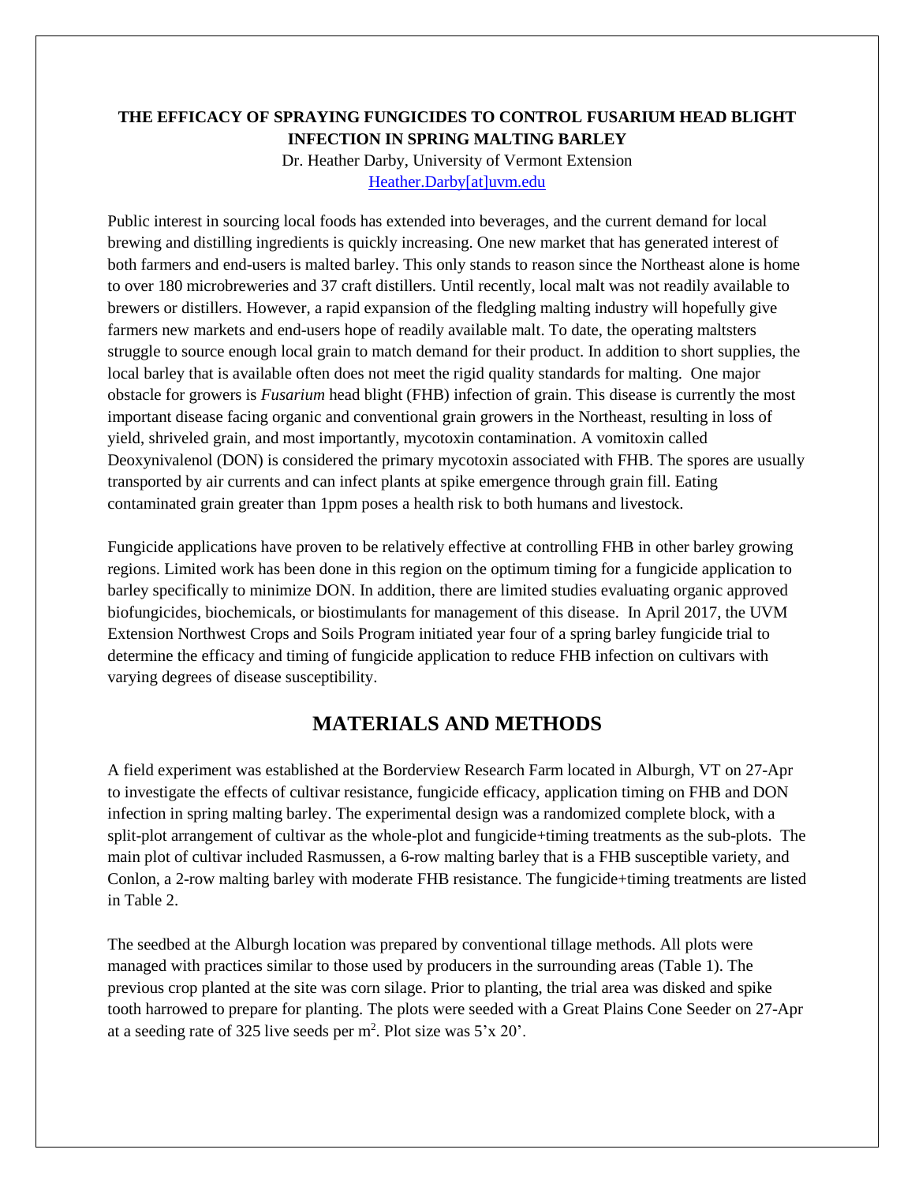**THE EFFICACY OF SPRAYING FUNGICIDES TO CONTROL FUSARIUM HEAD BLIGHT INFECTION IN SPRING MALTING BARLEY**

Dr. Heather Darby, University of Vermont Extension
Heather.Darby[at]uvm.edu

Public interest in sourcing local foods has extended into beverages, and the current demand for local brewing and distilling ingredients is quickly increasing. One new market that has generated interest of both farmers and end-users is malted barley. This only stands to reason since the Northeast alone is home to over 180 microbreweries and 37 craft distillers. Until recently, local malt was not readily available to brewers or distillers. However, a rapid expansion of the fledgling malting industry will hopefully give farmers new markets and end-users hope of readily available malt. To date, the operating maltsters struggle to source enough local grain to match demand for their product. In addition to short supplies, the local barley that is available often does not meet the rigid quality standards for malting. One major obstacle for growers is *Fusarium* head blight (FHB) infection of grain. This disease is currently the most important disease facing organic and conventional grain growers in the Northeast, resulting in loss of yield, shriveled grain, and most importantly, mycotoxin contamination. A vomitoxin called Deoxynivalenol (DON) is considered the primary mycotoxin associated with FHB. The spores are usually transported by air currents and can infect plants at spike emergence through grain fill. Eating contaminated grain greater than 1ppm poses a health risk to both humans and livestock.

Fungicide applications have proven to be relatively effective at controlling FHB in other barley growing regions. Limited work has been done in this region on the optimum timing for a fungicide application to barley specifically to minimize DON. In addition, there are limited studies evaluating organic approved biofungicides, biochemicals, or biostimulants for management of this disease. In April 2017, the UVM Extension Northwest Crops and Soils Program initiated year four of a spring barley fungicide trial to determine the efficacy and timing of fungicide application to reduce FHB infection on cultivars with varying degrees of disease susceptibility.

## MATERIALS AND METHODS

A field experiment was established at the Borderview Research Farm located in Alburgh, VT on 27-Apr to investigate the effects of cultivar resistance, fungicide efficacy, application timing on FHB and DON infection in spring malting barley. The experimental design was a randomized complete block, with a split-plot arrangement of cultivar as the whole-plot and fungicide+timing treatments as the sub-plots. The main plot of cultivar included Rasmussen, a 6-row malting barley that is a FHB susceptible variety, and Conlon, a 2-row malting barley with moderate FHB resistance. The fungicide+timing treatments are listed in Table 2.

The seedbed at the Alburgh location was prepared by conventional tillage methods. All plots were managed with practices similar to those used by producers in the surrounding areas (Table 1). The previous crop planted at the site was corn silage. Prior to planting, the trial area was disked and spike tooth harrowed to prepare for planting. The plots were seeded with a Great Plains Cone Seeder on 27-Apr at a seeding rate of 325 live seeds per $m^2$. Plot size was 5'x 20'.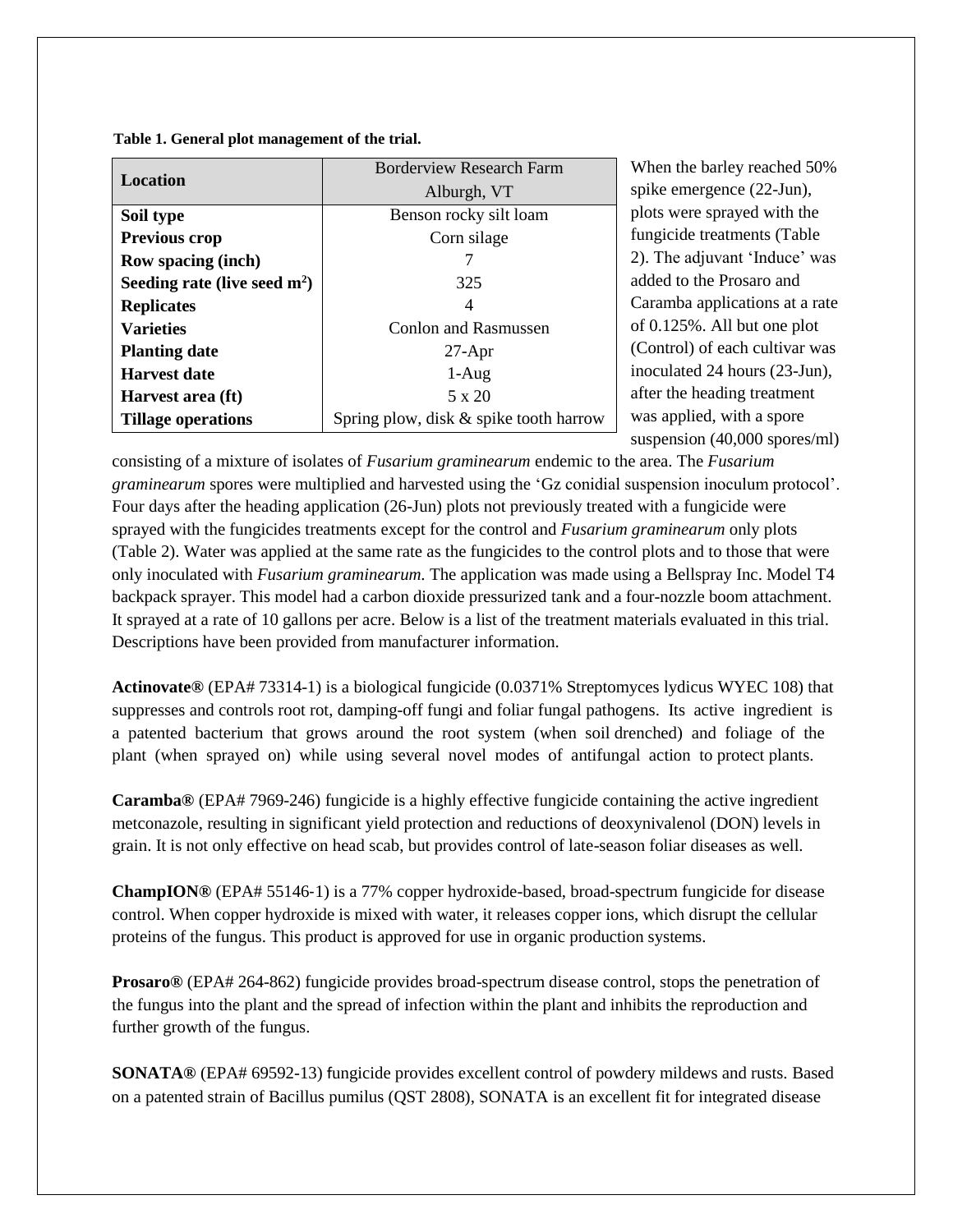**Table 1. General plot management of the trial.**

| Location | Borderview Research Farm Alburgh, VT |
|---|---|
| **Soil type** | Benson rocky silt loam |
| **Previous crop** | Corn silage |
| **Row spacing (inch)** | 7 |
| **Seeding rate (live seed m$^2$)** | 325 |
| **Replicates** | 4 |
| **Varieties** | Conlon and Rasmussen |
| **Planting date** | 27-Apr |
| **Harvest date** | 1-Aug |
| **Harvest area (ft)** | 5 x 20 |
| **Tillage operations** | Spring plow, disk & spike tooth harrow |

When the barley reached 50% spike emergence (22-Jun), plots were sprayed with the fungicide treatments (Table 2). The adjuvant 'Induce' was added to the Prosaro and Caramba applications at a rate of 0.125%. All but one plot (Control) of each cultivar was inoculated 24 hours (23-Jun), after the heading treatment was applied, with a spore suspension (40,000 spores/ml) consisting of a mixture of isolates of *Fusarium graminearum* endemic to the area. The *Fusarium graminearum* spores were multiplied and harvested using the 'Gz conidial suspension inoculum protocol'. Four days after the heading application (26-Jun) plots not previously treated with a fungicide were sprayed with the fungicides treatments except for the control and *Fusarium graminearum* only plots (Table 2). Water was applied at the same rate as the fungicides to the control plots and to those that were only inoculated with *Fusarium graminearum.* The application was made using a Bellspray Inc. Model T4 backpack sprayer. This model had a carbon dioxide pressurized tank and a four-nozzle boom attachment. It sprayed at a rate of 10 gallons per acre. Below is a list of the treatment materials evaluated in this trial. Descriptions have been provided from manufacturer information.

**Actinovate®** (EPA# 73314-1) is a biological fungicide (0.0371% Streptomyces lydicus WYEC 108) that suppresses and controls root rot, damping-off fungi and foliar fungal pathogens. Its active ingredient is a patented bacterium that grows around the root system (when soil drenched) and foliage of the plant (when sprayed on) while using several novel modes of antifungal action to protect plants.

**Caramba®** (EPA# 7969-246) fungicide is a highly effective fungicide containing the active ingredient metconazole, resulting in significant yield protection and reductions of deoxynivalenol (DON) levels in grain. It is not only effective on head scab, but provides control of late-season foliar diseases as well.

**ChampION®** (EPA# 55146-1) is a 77% copper hydroxide-based, broad-spectrum fungicide for disease control. When copper hydroxide is mixed with water, it releases copper ions, which disrupt the cellular proteins of the fungus. This product is approved for use in organic production systems.

**Prosaro®** (EPA# 264-862) fungicide provides broad-spectrum disease control, stops the penetration of the fungus into the plant and the spread of infection within the plant and inhibits the reproduction and further growth of the fungus.

**SONATA®** (EPA# 69592-13) fungicide provides excellent control of powdery mildews and rusts. Based on a patented strain of Bacillus pumilus (QST 2808), SONATA is an excellent fit for integrated disease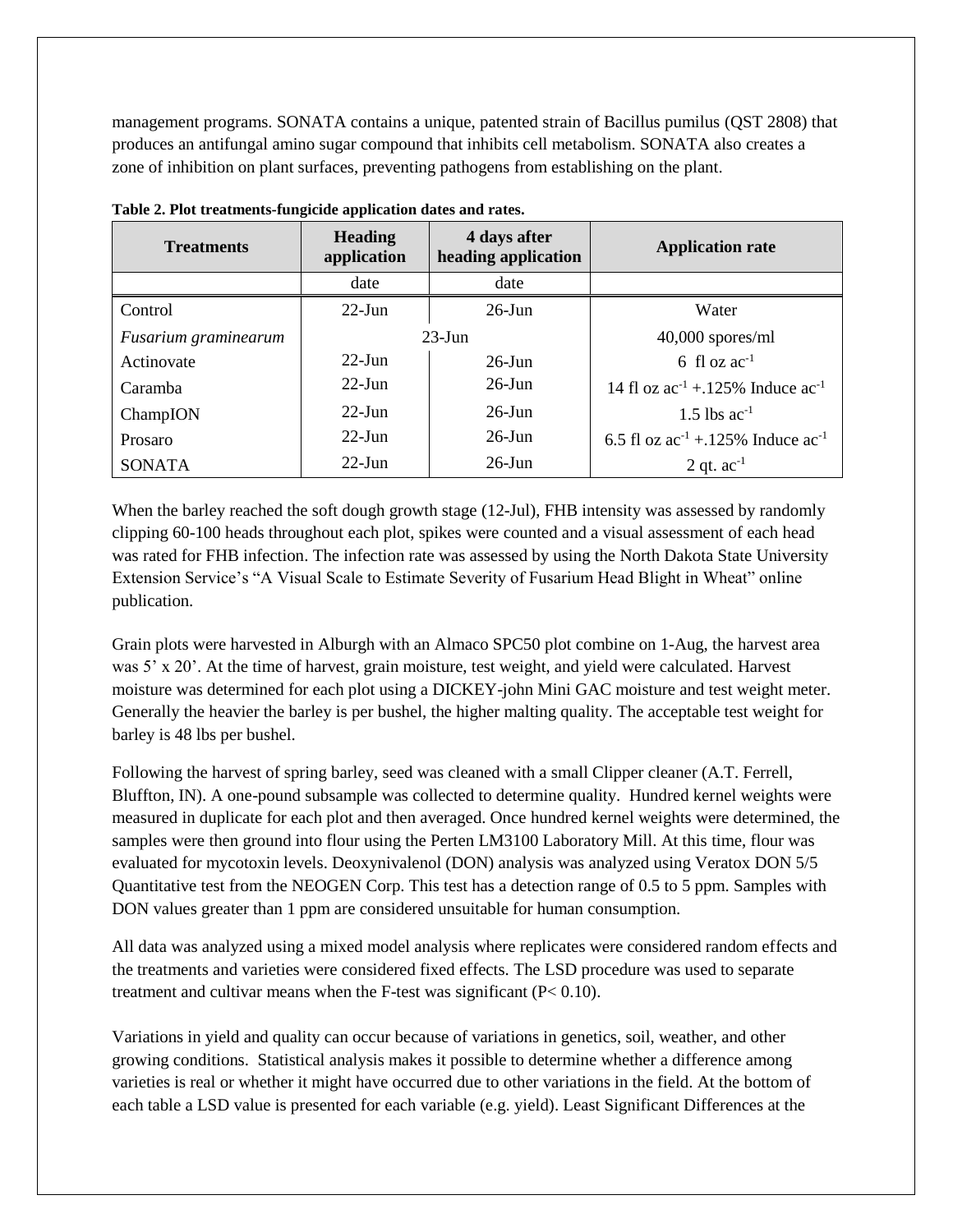management programs. SONATA contains a unique, patented strain of Bacillus pumilus (QST 2808) that produces an antifungal amino sugar compound that inhibits cell metabolism. SONATA also creates a zone of inhibition on plant surfaces, preventing pathogens from establishing on the plant.

**Table 2. Plot treatments-fungicide application dates and rates.**

| Treatments | Heading application | 4 days after heading application | Application rate |
|---|---|---|---|
| | date | date | |
| Control | 22-Jun | 26-Jun | Water |
| *Fusarium graminearum* | 23-Jun | | 40,000 spores/ml |
| Actinovate | 22-Jun | 26-Jun | 6 fl oz $ac^{-1}$ |
| Caramba | 22-Jun | 26-Jun | 14 fl oz $ac^{-1}$ +.125% Induce $ac^{-1}$ |
| ChampION | 22-Jun | 26-Jun | 1.5 lbs $ac^{-1}$ |
| Prosaro | 22-Jun | 26-Jun | 6.5 fl oz $ac^{-1}$ +.125% Induce $ac^{-1}$ |
| SONATA | 22-Jun | 26-Jun | 2 qt. $ac^{-1}$ |

When the barley reached the soft dough growth stage (12-Jul), FHB intensity was assessed by randomly clipping 60-100 heads throughout each plot, spikes were counted and a visual assessment of each head was rated for FHB infection. The infection rate was assessed by using the North Dakota State University Extension Service's "A Visual Scale to Estimate Severity of Fusarium Head Blight in Wheat" online publication.

Grain plots were harvested in Alburgh with an Almaco SPC50 plot combine on 1-Aug, the harvest area was 5' x 20'. At the time of harvest, grain moisture, test weight, and yield were calculated. Harvest moisture was determined for each plot using a DICKEY-john Mini GAC moisture and test weight meter. Generally the heavier the barley is per bushel, the higher malting quality. The acceptable test weight for barley is 48 lbs per bushel.

Following the harvest of spring barley, seed was cleaned with a small Clipper cleaner (A.T. Ferrell, Bluffton, IN). A one-pound subsample was collected to determine quality. Hundred kernel weights were measured in duplicate for each plot and then averaged. Once hundred kernel weights were determined, the samples were then ground into flour using the Perten LM3100 Laboratory Mill. At this time, flour was evaluated for mycotoxin levels. Deoxynivalenol (DON) analysis was analyzed using Veratox DON 5/5 Quantitative test from the NEOGEN Corp. This test has a detection range of 0.5 to 5 ppm. Samples with DON values greater than 1 ppm are considered unsuitable for human consumption.

All data was analyzed using a mixed model analysis where replicates were considered random effects and the treatments and varieties were considered fixed effects. The LSD procedure was used to separate treatment and cultivar means when the F-test was significant ($P < 0.10$).

Variations in yield and quality can occur because of variations in genetics, soil, weather, and other growing conditions. Statistical analysis makes it possible to determine whether a difference among varieties is real or whether it might have occurred due to other variations in the field. At the bottom of each table a LSD value is presented for each variable (e.g. yield). Least Significant Differences at the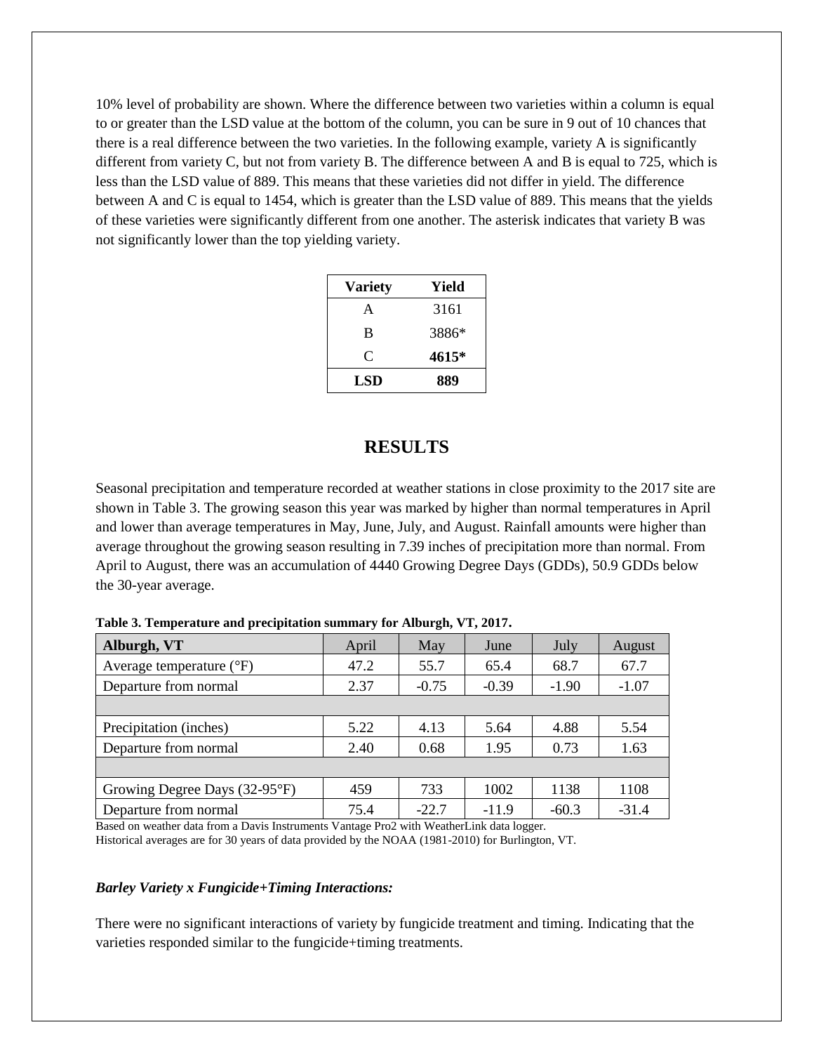10% level of probability are shown. Where the difference between two varieties within a column is equal to or greater than the LSD value at the bottom of the column, you can be sure in 9 out of 10 chances that there is a real difference between the two varieties. In the following example, variety A is significantly different from variety C, but not from variety B. The difference between A and B is equal to 725, which is less than the LSD value of 889. This means that these varieties did not differ in yield. The difference between A and C is equal to 1454, which is greater than the LSD value of 889. This means that the yields of these varieties were significantly different from one another. The asterisk indicates that variety B was not significantly lower than the top yielding variety.

| Variety | Yield |
|---|---|
| A | 3161 |
| B | 3886* |
| C | **4615*** |
| **LSD** | **889** |

# RESULTS

Seasonal precipitation and temperature recorded at weather stations in close proximity to the 2017 site are shown in Table 3. The growing season this year was marked by higher than normal temperatures in April and lower than average temperatures in May, June, July, and August. Rainfall amounts were higher than average throughout the growing season resulting in 7.39 inches of precipitation more than normal. From April to August, there was an accumulation of 4440 Growing Degree Days (GDDs), 50.9 GDDs below the 30-year average.

**Table 3. Temperature and precipitation summary for Alburgh, VT, 2017.**

| Alburgh, VT | April | May | June | July | August |
|---|---|---|---|---|---|
| Average temperature (°F) | 47.2 | 55.7 | 65.4 | 68.7 | 67.7 |
| Departure from normal | 2.37 | -0.75 | -0.39 | -1.90 | -1.07 |
| | | | | | |
| Precipitation (inches) | 5.22 | 4.13 | 5.64 | 4.88 | 5.54 |
| Departure from normal | 2.40 | 0.68 | 1.95 | 0.73 | 1.63 |
| | | | | | |
| Growing Degree Days (32-95°F) | 459 | 733 | 1002 | 1138 | 1108 |
| Departure from normal | 75.4 | -22.7 | -11.9 | -60.3 | -31.4 |

Based on weather data from a Davis Instruments Vantage Pro2 with WeatherLink data logger.
Historical averages are for 30 years of data provided by the NOAA (1981-2010) for Burlington, VT.

***Barley Variety x Fungicide+Timing Interactions:***

There were no significant interactions of variety by fungicide treatment and timing. Indicating that the varieties responded similar to the fungicide+timing treatments.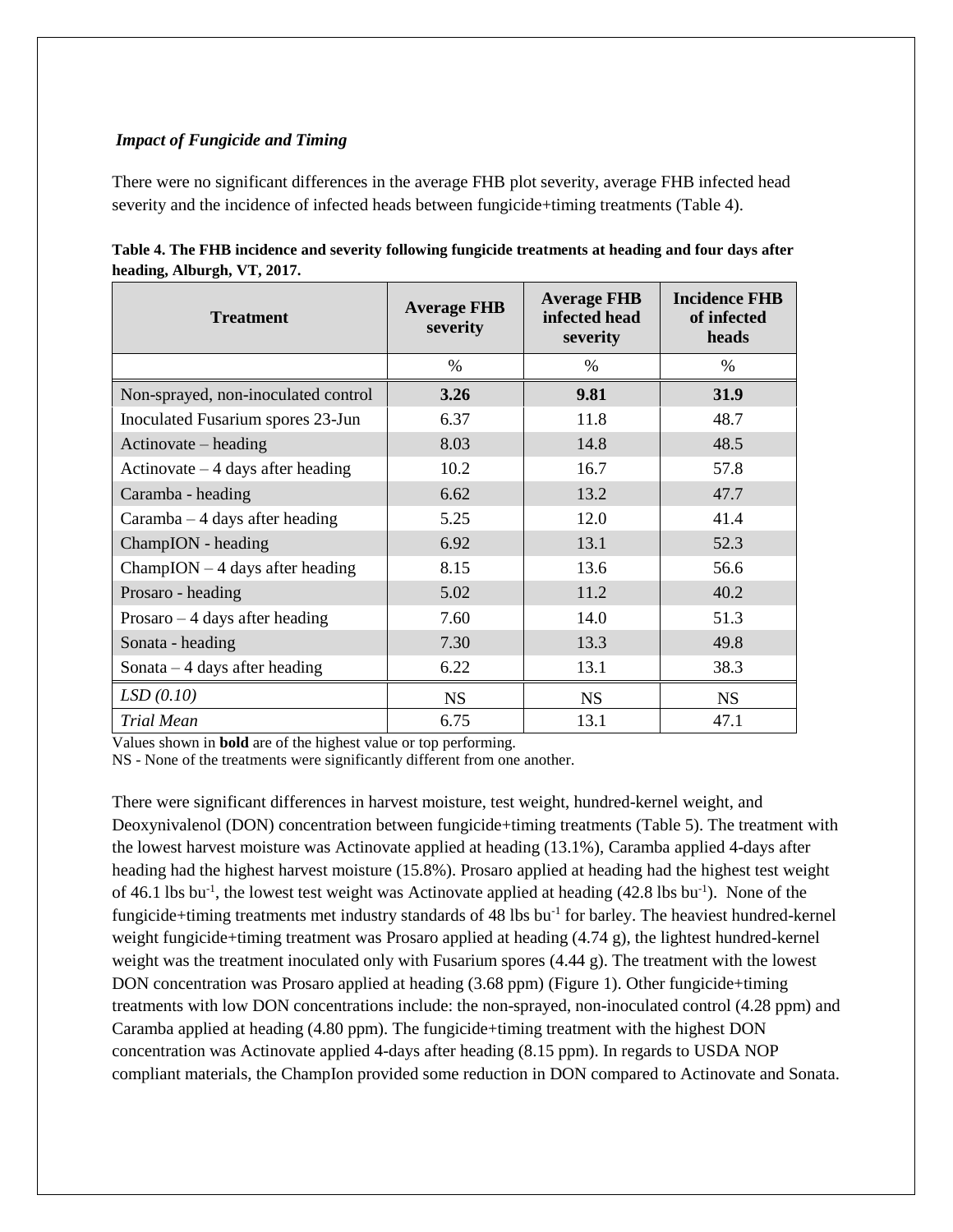### *Impact of Fungicide and Timing*

There were no significant differences in the average FHB plot severity, average FHB infected head severity and the incidence of infected heads between fungicide+timing treatments (Table 4).

**Table 4. The FHB incidence and severity following fungicide treatments at heading and four days after heading, Alburgh, VT, 2017.**

| Treatment | Average FHB severity | Average FHB infected head severity | Incidence FHB of infected heads |
|---|---|---|---|
| | % | % | % |
| Non-sprayed, non-inoculated control | **3.26** | **9.81** | **31.9** |
| Inoculated Fusarium spores 23-Jun | 6.37 | 11.8 | 48.7 |
| Actinovate – heading | 8.03 | 14.8 | 48.5 |
| Actinovate – 4 days after heading | 10.2 | 16.7 | 57.8 |
| Caramba - heading | 6.62 | 13.2 | 47.7 |
| Caramba – 4 days after heading | 5.25 | 12.0 | 41.4 |
| ChampION - heading | 6.92 | 13.1 | 52.3 |
| ChampION – 4 days after heading | 8.15 | 13.6 | 56.6 |
| Prosaro - heading | 5.02 | 11.2 | 40.2 |
| Prosaro – 4 days after heading | 7.60 | 14.0 | 51.3 |
| Sonata - heading | 7.30 | 13.3 | 49.8 |
| Sonata – 4 days after heading | 6.22 | 13.1 | 38.3 |
| *LSD (0.10)* | NS | NS | NS |
| *Trial Mean* | 6.75 | 13.1 | 47.1 |

Values shown in **bold** are of the highest value or top performing.
NS - None of the treatments were significantly different from one another.

There were significant differences in harvest moisture, test weight, hundred-kernel weight, and Deoxynivalenol (DON) concentration between fungicide+timing treatments (Table 5). The treatment with the lowest harvest moisture was Actinovate applied at heading (13.1%), Caramba applied 4-days after heading had the highest harvest moisture (15.8%). Prosaro applied at heading had the highest test weight of 46.1 lbs $bu^{-1}$, the lowest test weight was Actinovate applied at heading (42.8 lbs $bu^{-1}$). None of the fungicide+timing treatments met industry standards of 48 lbs $bu^{-1}$ for barley. The heaviest hundred-kernel weight fungicide+timing treatment was Prosaro applied at heading (4.74 g), the lightest hundred-kernel weight was the treatment inoculated only with Fusarium spores (4.44 g). The treatment with the lowest DON concentration was Prosaro applied at heading (3.68 ppm) (Figure 1). Other fungicide+timing treatments with low DON concentrations include: the non-sprayed, non-inoculated control (4.28 ppm) and Caramba applied at heading (4.80 ppm). The fungicide+timing treatment with the highest DON concentration was Actinovate applied 4-days after heading (8.15 ppm). In regards to USDA NOP compliant materials, the ChampIon provided some reduction in DON compared to Actinovate and Sonata.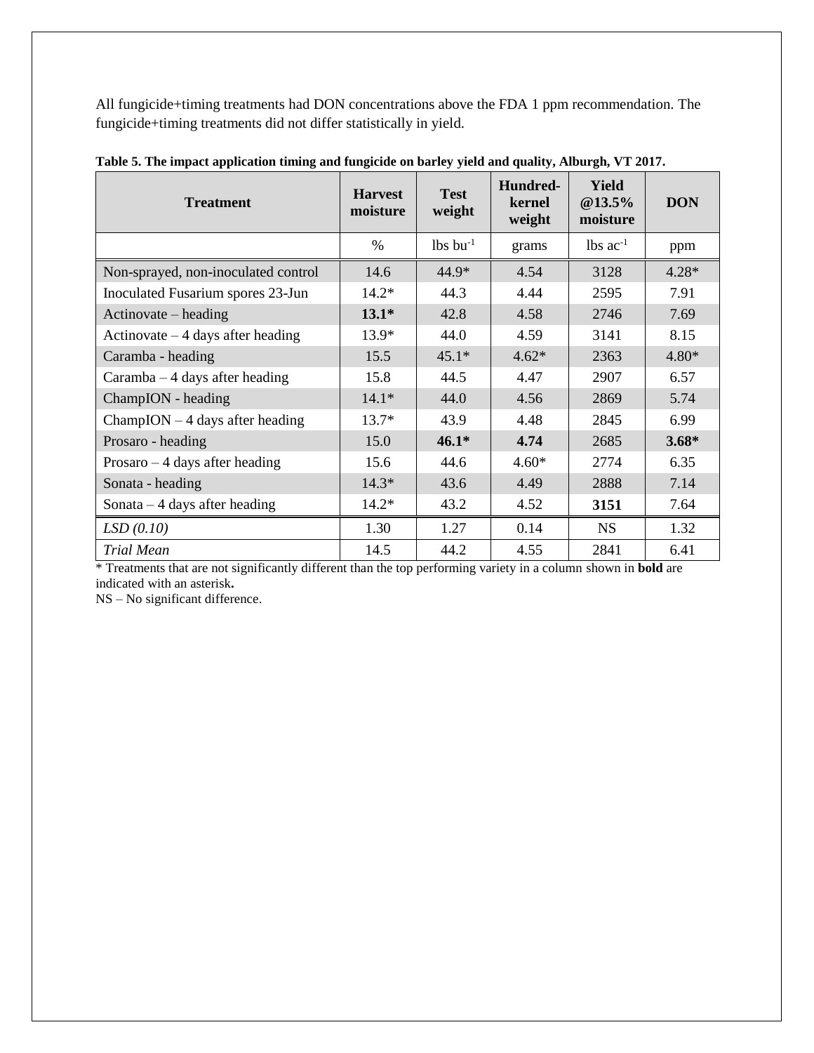All fungicide+timing treatments had DON concentrations above the FDA 1 ppm recommendation. The fungicide+timing treatments did not differ statistically in yield.

**Table 5. The impact application timing and fungicide on barley yield and quality, Alburgh, VT 2017.**

| Treatment | Harvest moisture | Test weight | Hundred-kernel weight | Yield @13.5% moisture | DON |
|---|---|---|---|---|---|
| | % | lbs $bu^{-1}$ | grams | lbs $ac^{-1}$ | ppm |
| Non-sprayed, non-inoculated control | 14.6 | 44.9* | 4.54 | 3128 | 4.28* |
| Inoculated Fusarium spores 23-Jun | 14.2* | 44.3 | 4.44 | 2595 | 7.91 |
| Actinovate – heading | **13.1*** | 42.8 | 4.58 | 2746 | 7.69 |
| Actinovate – 4 days after heading | 13.9* | 44.0 | 4.59 | 3141 | 8.15 |
| Caramba - heading | 15.5 | 45.1* | 4.62* | 2363 | 4.80* |
| Caramba – 4 days after heading | 15.8 | 44.5 | 4.47 | 2907 | 6.57 |
| ChampION - heading | 14.1* | 44.0 | 4.56 | 2869 | 5.74 |
| ChampION – 4 days after heading | 13.7* | 43.9 | 4.48 | 2845 | 6.99 |
| Prosaro - heading | 15.0 | **46.1*** | **4.74** | 2685 | **3.68*** |
| Prosaro – 4 days after heading | 15.6 | 44.6 | 4.60* | 2774 | 6.35 |
| Sonata - heading | 14.3* | 43.6 | 4.49 | 2888 | 7.14 |
| Sonata – 4 days after heading | 14.2* | 43.2 | 4.52 | **3151** | 7.64 |
| *LSD (0.10)* | 1.30 | 1.27 | 0.14 | NS | 1.32 |
| *Trial Mean* | 14.5 | 44.2 | 4.55 | 2841 | 6.41 |

\* Treatments that are not significantly different than the top performing variety in a column shown in **bold** are indicated with an asterisk**.**

NS – No significant difference.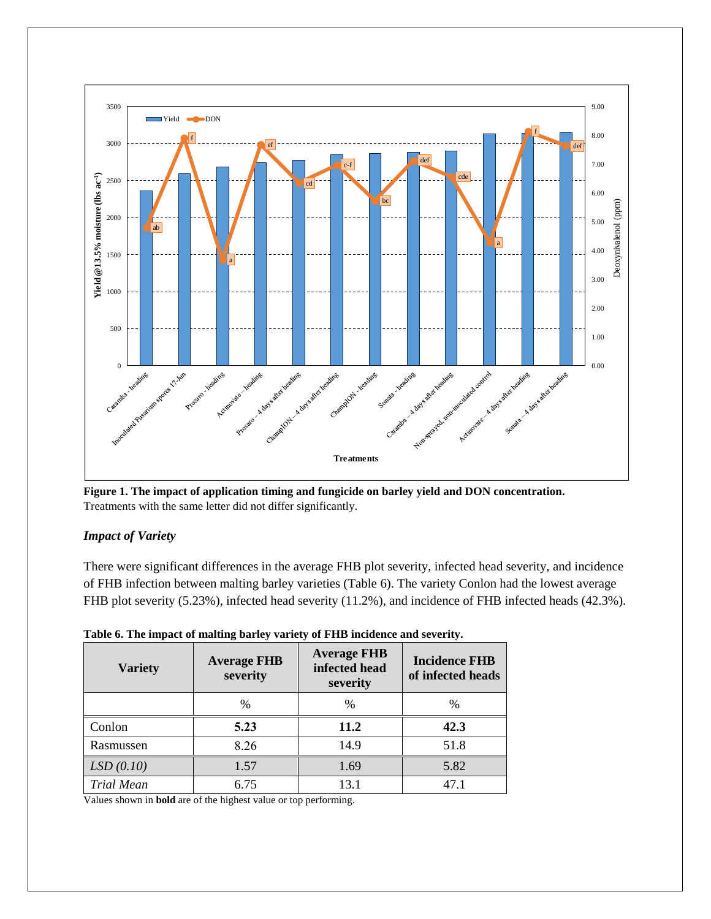**Figure 1. The impact of application timing and fungicide on barley yield and DON concentration.**
Treatments with the same letter did not differ significantly.

### *Impact of Variety*

There were significant differences in the average FHB plot severity, infected head severity, and incidence of FHB infection between malting barley varieties (Table 6). The variety Conlon had the lowest average FHB plot severity (5.23%), infected head severity (11.2%), and incidence of FHB infected heads (42.3%).

**Table 6. The impact of malting barley variety of FHB incidence and severity.**

| Variety | Average FHB severity | Average FHB infected head severity | Incidence FHB of infected heads |
|---|---|---|---|
| | % | % | % |
| Conlon | **5.23** | **11.2** | **42.3** |
| Rasmussen | 8.26 | 14.9 | 51.8 |
| *LSD (0.10)* | 1.57 | 1.69 | 5.82 |
| *Trial Mean* | 6.75 | 13.1 | 47.1 |

Values shown in **bold** are of the highest value or top performing.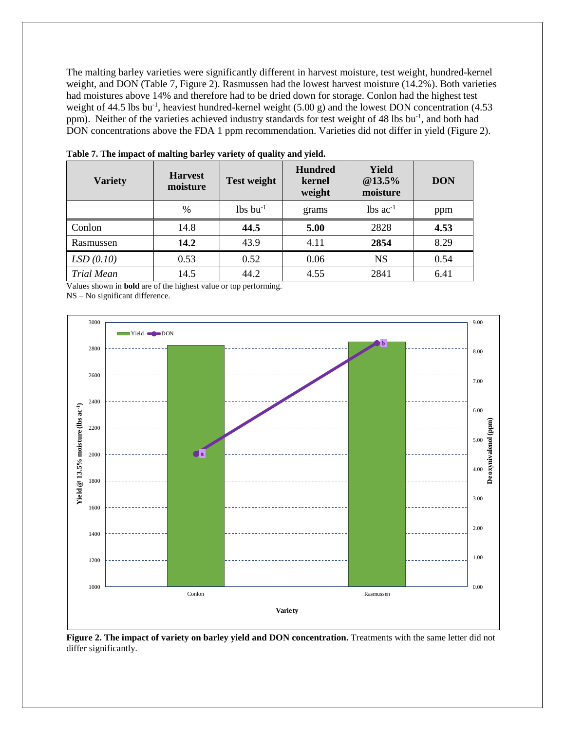The malting barley varieties were significantly different in harvest moisture, test weight, hundred-kernel weight, and DON (Table 7, Figure 2). Rasmussen had the lowest harvest moisture (14.2%). Both varieties had moistures above 14% and therefore had to be dried down for storage. Conlon had the highest test weight of 44.5 lbs bu$^{-1}$, heaviest hundred-kernel weight (5.00 g) and the lowest DON concentration (4.53 ppm). Neither of the varieties achieved industry standards for test weight of 48 lbs bu$^{-1}$, and both had DON concentrations above the FDA 1 ppm recommendation. Varieties did not differ in yield (Figure 2).

**Table 7. The impact of malting barley variety of quality and yield.**

| Variety | Harvest moisture | Test weight | Hundred kernel weight | Yield @13.5% moisture | DON |
|---|---|---|---|---|---|
| | % | lbs bu$^{-1}$ | grams | lbs ac$^{-1}$ | ppm |
| Conlon | 14.8 | **44.5** | **5.00** | 2828 | **4.53** |
| Rasmussen | **14.2** | 43.9 | 4.11 | **2854** | 8.29 |
| *LSD (0.10)* | 0.53 | 0.52 | 0.06 | NS | 0.54 |
| *Trial Mean* | 14.5 | 44.2 | 4.55 | 2841 | 6.41 |

Values shown in **bold** are of the highest value or top performing.
NS – No significant difference.

**Figure 2. The impact of variety on barley yield and DON concentration.** Treatments with the same letter did not differ significantly.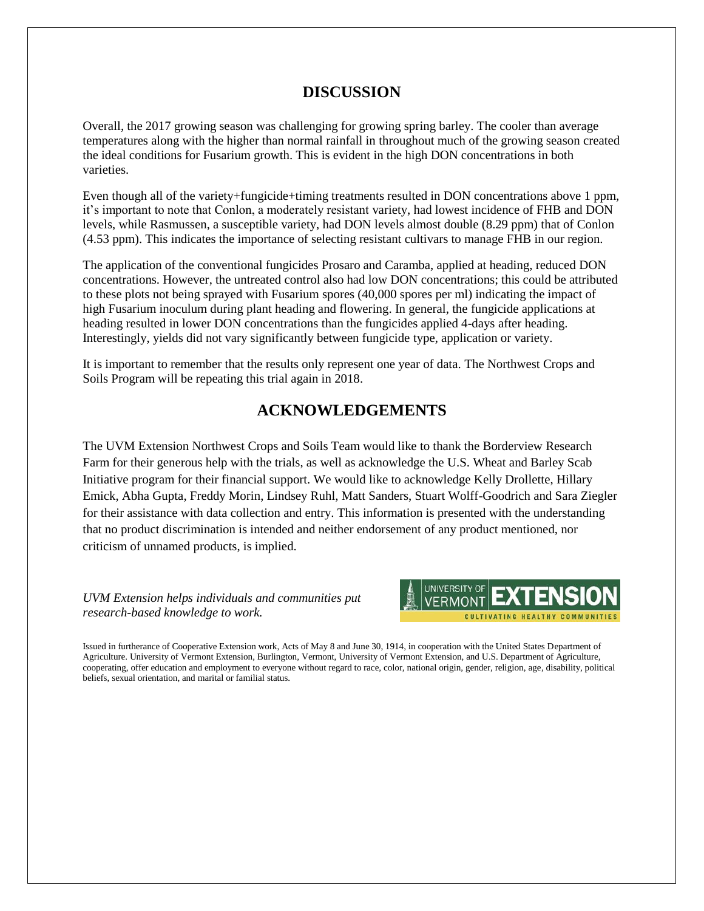## DISCUSSION

Overall, the 2017 growing season was challenging for growing spring barley. The cooler than average temperatures along with the higher than normal rainfall in throughout much of the growing season created the ideal conditions for Fusarium growth. This is evident in the high DON concentrations in both varieties.

Even though all of the variety+fungicide+timing treatments resulted in DON concentrations above 1 ppm, it's important to note that Conlon, a moderately resistant variety, had lowest incidence of FHB and DON levels, while Rasmussen, a susceptible variety, had DON levels almost double (8.29 ppm) that of Conlon (4.53 ppm). This indicates the importance of selecting resistant cultivars to manage FHB in our region.

The application of the conventional fungicides Prosaro and Caramba, applied at heading, reduced DON concentrations. However, the untreated control also had low DON concentrations; this could be attributed to these plots not being sprayed with Fusarium spores (40,000 spores per ml) indicating the impact of high Fusarium inoculum during plant heading and flowering. In general, the fungicide applications at heading resulted in lower DON concentrations than the fungicides applied 4-days after heading. Interestingly, yields did not vary significantly between fungicide type, application or variety.

It is important to remember that the results only represent one year of data. The Northwest Crops and Soils Program will be repeating this trial again in 2018.

## ACKNOWLEDGEMENTS

The UVM Extension Northwest Crops and Soils Team would like to thank the Borderview Research Farm for their generous help with the trials, as well as acknowledge the U.S. Wheat and Barley Scab Initiative program for their financial support. We would like to acknowledge Kelly Drollette, Hillary Emick, Abha Gupta, Freddy Morin, Lindsey Ruhl, Matt Sanders, Stuart Wolff-Goodrich and Sara Ziegler for their assistance with data collection and entry. This information is presented with the understanding that no product discrimination is intended and neither endorsement of any product mentioned, nor criticism of unnamed products, is implied.

*UVM Extension helps individuals and communities put research-based knowledge to work.*

UNIVERSITY OF VERMONT EXTENSION
CULTIVATING HEALTHY COMMUNITIES

Issued in furtherance of Cooperative Extension work, Acts of May 8 and June 30, 1914, in cooperation with the United States Department of Agriculture. University of Vermont Extension, Burlington, Vermont, University of Vermont Extension, and U.S. Department of Agriculture, cooperating, offer education and employment to everyone without regard to race, color, national origin, gender, religion, age, disability, political beliefs, sexual orientation, and marital or familial status.